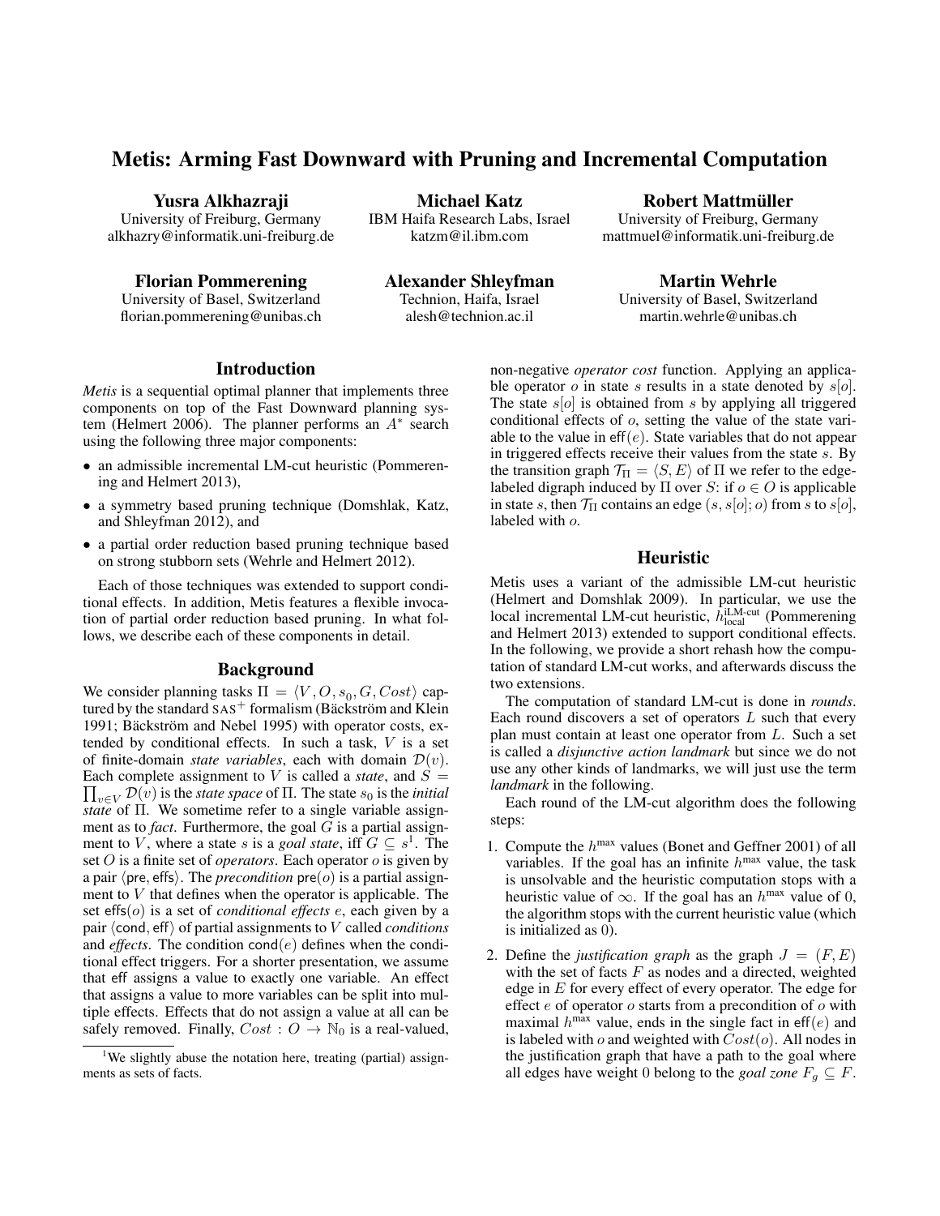# Metis: Arming Fast Downward with Pruning and Incremental Computation

**Yusra Alkhazraji**
University of Freiburg, Germany
alkhazry@informatik.uni-freiburg.de

**Michael Katz**
IBM Haifa Research Labs, Israel
katzm@il.ibm.com

**Robert Mattmüller**
University of Freiburg, Germany
mattmuel@informatik.uni-freiburg.de

**Florian Pommerening**
University of Basel, Switzerland
florian.pommerening@unibas.ch

**Alexander Shleyfman**
Technion, Haifa, Israel
alesh@technion.ac.il

**Martin Wehrle**
University of Basel, Switzerland
martin.wehrle@unibas.ch

## Introduction

*Metis* is a sequential optimal planner that implements three components on top of the Fast Downward planning system (Helmert 2006). The planner performs an $A^*$ search using the following three major components:

- an admissible incremental LM-cut heuristic (Pommerening and Helmert 2013),
- a symmetry based pruning technique (Domshlak, Katz, and Shleyfman 2012), and
- a partial order reduction based pruning technique based on strong stubborn sets (Wehrle and Helmert 2012).

Each of those techniques was extended to support conditional effects. In addition, Metis features a flexible invocation of partial order reduction based pruning. In what follows, we describe each of these components in detail.

## Background

We consider planning tasks $\Pi = \langle V, O, s_0, G, Cost\rangle$ captured by the standard $\text{SAS}^+$ formalism (Bäckström and Klein 1991; Bäckström and Nebel 1995) with operator costs, extended by conditional effects. In such a task, $V$ is a set of finite-domain *state variables*, each with domain $\mathcal{D}(v)$. Each complete assignment to $V$ is called a *state*, and $S = \prod_{v \in V} \mathcal{D}(v)$ is the *state space* of $\Pi$. The state $s_0$ is the *initial state* of $\Pi$. We sometime refer to a single variable assignment as to *fact*. Furthermore, the goal $G$ is a partial assignment to $V$, where a state $s$ is a *goal state*, iff $G \subseteq s$[1]. The set $O$ is a finite set of *operators*. Each operator $o$ is given by a pair $\langle \mathsf{pre}, \mathsf{effs}\rangle$. The *precondition* $\mathsf{pre}(o)$ is a partial assignment to $V$ that defines when the operator is applicable. The set $\mathsf{effs}(o)$ is a set of *conditional effects* $e$, each given by a pair $\langle \mathsf{cond}, \mathsf{eff}\rangle$ of partial assignments to $V$ called *conditions* and *effects*. The condition $\mathsf{cond}(e)$ defines when the conditional effect triggers. For a shorter presentation, we assume that eff assigns a value to exactly one variable. An effect that assigns a value to more variables can be split into multiple effects. Effects that do not assign a value at all can be safely removed. Finally, $Cost : O \rightarrow \mathbb{N}_0$ is a real-valued, non-negative *operator cost* function. Applying an applicable operator $o$ in state $s$ results in a state denoted by $s[o]$. The state $s[o]$ is obtained from $s$ by applying all triggered conditional effects of $o$, setting the value of the state variable to the value in $\mathsf{eff}(e)$. State variables that do not appear in triggered effects receive their values from the state $s$. By the transition graph $\mathcal{T}_\Pi = \langle S, E\rangle$ of $\Pi$ we refer to the edge-labeled digraph induced by $\Pi$ over $S$: if $o \in O$ is applicable in state $s$, then $\mathcal{T}_\Pi$ contains an edge $(s, s[o]; o)$ from $s$ to $s[o]$, labeled with $o$.

[1] We slightly abuse the notation here, treating (partial) assignments as sets of facts.

## Heuristic

Metis uses a variant of the admissible LM-cut heuristic (Helmert and Domshlak 2009). In particular, we use the local incremental LM-cut heuristic, $h^{\text{iLM-cut}}_{\text{local}}$ (Pommerening and Helmert 2013) extended to support conditional effects. In the following, we provide a short rehash how the computation of standard LM-cut works, and afterwards discuss the two extensions.

The computation of standard LM-cut is done in *rounds*. Each round discovers a set of operators $L$ such that every plan must contain at least one operator from $L$. Such a set is called a *disjunctive action landmark* but since we do not use any other kinds of landmarks, we will just use the term *landmark* in the following.

Each round of the LM-cut algorithm does the following steps:

1. Compute the $h^{\max}$ values (Bonet and Geffner 2001) of all variables. If the goal has an infinite $h^{\max}$ value, the task is unsolvable and the heuristic computation stops with a heuristic value of $\infty$. If the goal has an $h^{\max}$ value of 0, the algorithm stops with the current heuristic value (which is initialized as 0).
2. Define the *justification graph* as the graph $J = (F, E)$ with the set of facts $F$ as nodes and a directed, weighted edge in $E$ for every effect of every operator. The edge for effect $e$ of operator $o$ starts from a precondition of $o$ with maximal $h^{\max}$ value, ends in the single fact in $\mathsf{eff}(e)$ and is labeled with $o$ and weighted with $Cost(o)$. All nodes in the justification graph that have a path to the goal where all edges have weight 0 belong to the *goal zone* $F_g \subseteq F$.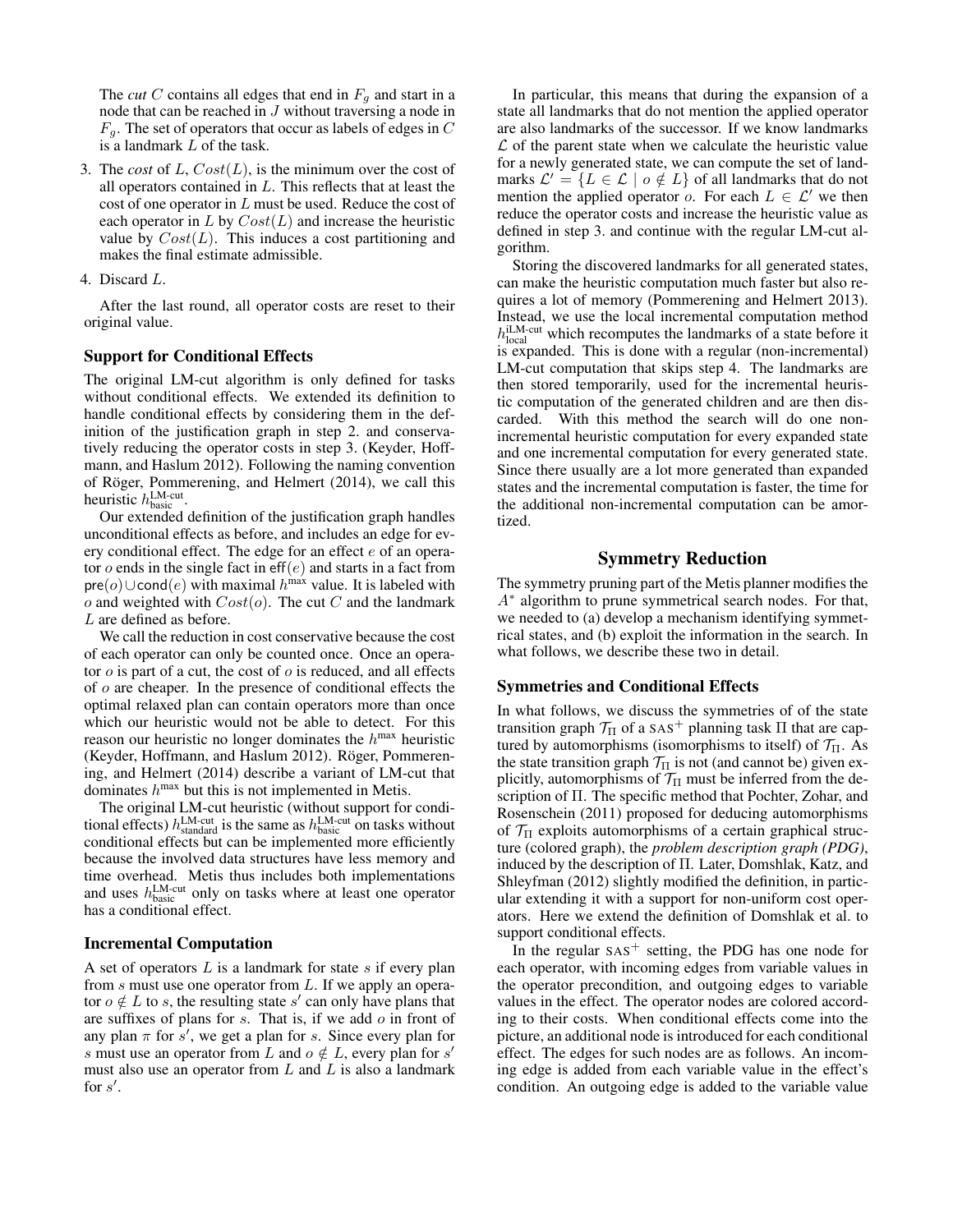The *cut* $C$ contains all edges that end in $F_g$ and start in a node that can be reached in $J$ without traversing a node in $F_g$. The set of operators that occur as labels of edges in $C$ is a landmark $L$ of the task.

3. The *cost* of $L$, $Cost(L)$, is the minimum over the cost of all operators contained in $L$. This reflects that at least the cost of one operator in $L$ must be used. Reduce the cost of each operator in $L$ by $Cost(L)$ and increase the heuristic value by $Cost(L)$. This induces a cost partitioning and makes the final estimate admissible.

4. Discard $L$.

After the last round, all operator costs are reset to their original value.

### Support for Conditional Effects

The original LM-cut algorithm is only defined for tasks without conditional effects. We extended its definition to handle conditional effects by considering them in the definition of the justification graph in step 2. and conservatively reducing the operator costs in step 3. (Keyder, Hoffmann, and Haslum 2012). Following the naming convention of Röger, Pommerening, and Helmert (2014), we call this heuristic $h^{\text{LM-cut}}_{\text{basic}}$.

Our extended definition of the justification graph handles unconditional effects as before, and includes an edge for every conditional effect. The edge for an effect $e$ of an operator $o$ ends in the single fact in $\mathsf{eff}(e)$ and starts in a fact from $\mathsf{pre}(o) \cup \mathsf{cond}(e)$ with maximal $h^{\max}$ value. It is labeled with $o$ and weighted with $Cost(o)$. The cut $C$ and the landmark $L$ are defined as before.

We call the reduction in cost conservative because the cost of each operator can only be counted once. Once an operator $o$ is part of a cut, the cost of $o$ is reduced, and all effects of $o$ are cheaper. In the presence of conditional effects the optimal relaxed plan can contain operators more than once which our heuristic would not be able to detect. For this reason our heuristic no longer dominates the $h^{\max}$ heuristic (Keyder, Hoffmann, and Haslum 2012). Röger, Pommerening, and Helmert (2014) describe a variant of LM-cut that dominates $h^{\max}$ but this is not implemented in Metis.

The original LM-cut heuristic (without support for conditional effects) $h^{\text{LM-cut}}_{\text{standard}}$ is the same as $h^{\text{LM-cut}}_{\text{basic}}$ on tasks without conditional effects but can be implemented more efficiently because the involved data structures have less memory and time overhead. Metis thus includes both implementations and uses $h^{\text{LM-cut}}_{\text{basic}}$ only on tasks where at least one operator has a conditional effect.

### Incremental Computation

A set of operators $L$ is a landmark for state $s$ if every plan from $s$ must use one operator from $L$. If we apply an operator $o \notin L$ to $s$, the resulting state $s'$ can only have plans that are suffixes of plans for $s$. That is, if we add $o$ in front of any plan $\pi$ for $s'$, we get a plan for $s$. Since every plan for $s$ must use an operator from $L$ and $o \notin L$, every plan for $s'$ must also use an operator from $L$ and $L$ is also a landmark for $s'$.

In particular, this means that during the expansion of a state all landmarks that do not mention the applied operator are also landmarks of the successor. If we know landmarks $\mathcal{L}$ of the parent state when we calculate the heuristic value for a newly generated state, we can compute the set of landmarks $\mathcal{L}' = \{L \in \mathcal{L} \mid o \notin L\}$ of all landmarks that do not mention the applied operator $o$. For each $L \in \mathcal{L}'$ we then reduce the operator costs and increase the heuristic value as defined in step 3. and continue with the regular LM-cut algorithm.

Storing the discovered landmarks for all generated states, can make the heuristic computation much faster but also requires a lot of memory (Pommerening and Helmert 2013). Instead, we use the local incremental computation method $h^{\text{iLM-cut}}_{\text{local}}$ which recomputes the landmarks of a state before it is expanded. This is done with a regular (non-incremental) LM-cut computation that skips step 4. The landmarks are then stored temporarily, used for the incremental heuristic computation of the generated children and are then discarded. With this method the search will do one non-incremental heuristic computation for every expanded state and one incremental computation for every generated state. Since there usually are a lot more generated than expanded states and the incremental computation is faster, the time for the additional non-incremental computation can be amortized.

## Symmetry Reduction

The symmetry pruning part of the Metis planner modifies the $A^*$ algorithm to prune symmetrical search nodes. For that, we needed to (a) develop a mechanism identifying symmetrical states, and (b) exploit the information in the search. In what follows, we describe these two in detail.

### Symmetries and Conditional Effects

In what follows, we discuss the symmetries of of the state transition graph $\mathcal{T}_\Pi$ of a SAS$^+$ planning task $\Pi$ that are captured by automorphisms (isomorphisms to itself) of $\mathcal{T}_\Pi$. As the state transition graph $\mathcal{T}_\Pi$ is not (and cannot be) given explicitly, automorphisms of $\mathcal{T}_\Pi$ must be inferred from the description of $\Pi$. The specific method that Pochter, Zohar, and Rosenschein (2011) proposed for deducing automorphisms of $\mathcal{T}_\Pi$ exploits automorphisms of a certain graphical structure (colored graph), the *problem description graph (PDG)*, induced by the description of $\Pi$. Later, Domshlak, Katz, and Shleyfman (2012) slightly modified the definition, in particular extending it with a support for non-uniform cost operators. Here we extend the definition of Domshlak et al. to support conditional effects.

In the regular SAS$^+$ setting, the PDG has one node for each operator, with incoming edges from variable values in the operator precondition, and outgoing edges to variable values in the effect. The operator nodes are colored according to their costs. When conditional effects come into the picture, an additional node is introduced for each conditional effect. The edges for such nodes are as follows. An incoming edge is added from each variable value in the effect's condition. An outgoing edge is added to the variable value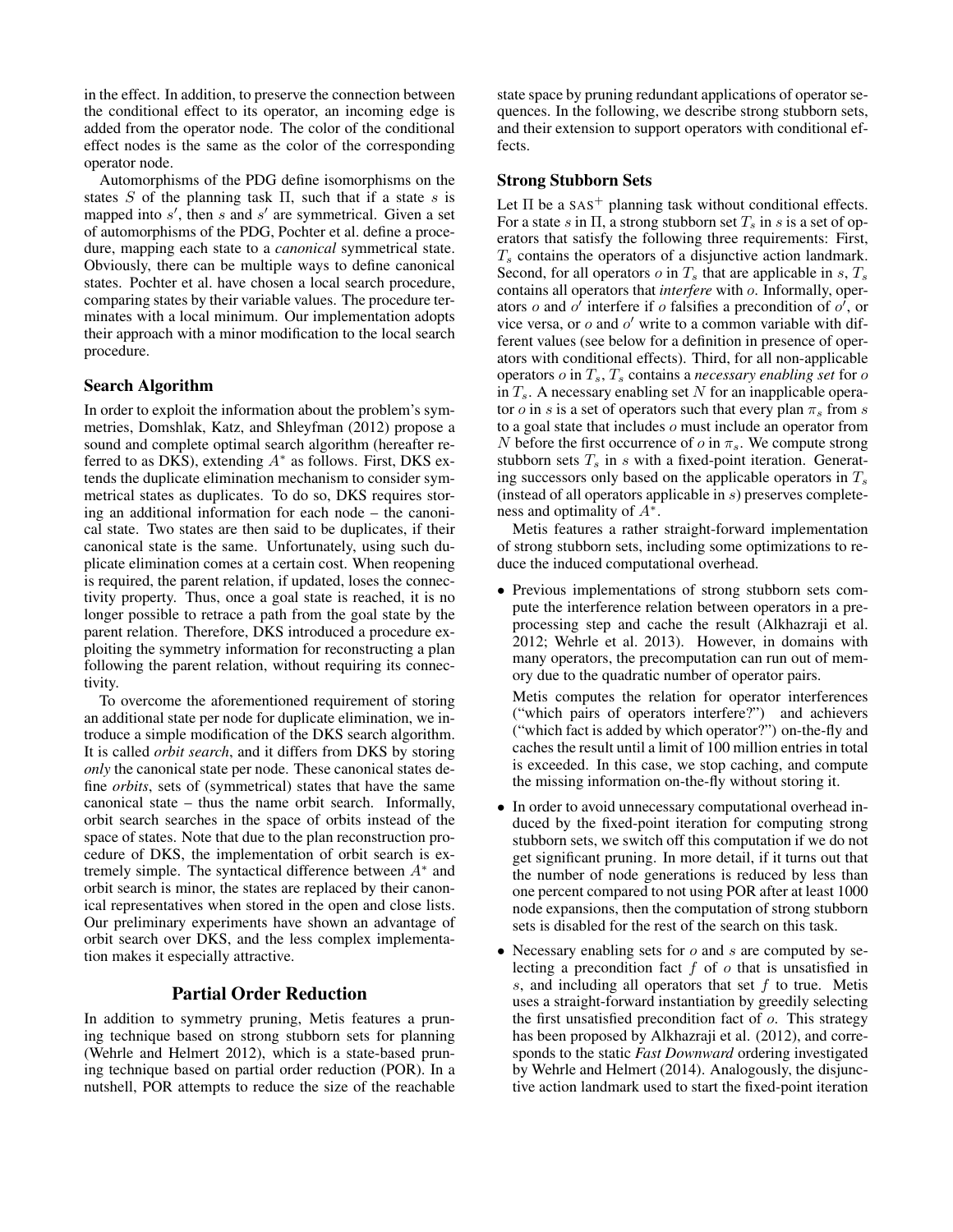in the effect. In addition, to preserve the connection between the conditional effect to its operator, an incoming edge is added from the operator node. The color of the conditional effect nodes is the same as the color of the corresponding operator node.

Automorphisms of the PDG define isomorphisms on the states $S$ of the planning task $\Pi$, such that if a state $s$ is mapped into $s'$, then $s$ and $s'$ are symmetrical. Given a set of automorphisms of the PDG, Pochter et al. define a procedure, mapping each state to a *canonical* symmetrical state. Obviously, there can be multiple ways to define canonical states. Pochter et al. have chosen a local search procedure, comparing states by their variable values. The procedure terminates with a local minimum. Our implementation adopts their approach with a minor modification to the local search procedure.

### Search Algorithm

In order to exploit the information about the problem's symmetries, Domshlak, Katz, and Shleyfman (2012) propose a sound and complete optimal search algorithm (hereafter referred to as DKS), extending $A^*$ as follows. First, DKS extends the duplicate elimination mechanism to consider symmetrical states as duplicates. To do so, DKS requires storing an additional information for each node – the canonical state. Two states are then said to be duplicates, if their canonical state is the same. Unfortunately, using such duplicate elimination comes at a certain cost. When reopening is required, the parent relation, if updated, loses the connectivity property. Thus, once a goal state is reached, it is no longer possible to retrace a path from the goal state by the parent relation. Therefore, DKS introduced a procedure exploiting the symmetry information for reconstructing a plan following the parent relation, without requiring its connectivity.

To overcome the aforementioned requirement of storing an additional state per node for duplicate elimination, we introduce a simple modification of the DKS search algorithm. It is called *orbit search*, and it differs from DKS by storing *only* the canonical state per node. These canonical states define *orbits*, sets of (symmetrical) states that have the same canonical state – thus the name orbit search. Informally, orbit search searches in the space of orbits instead of the space of states. Note that due to the plan reconstruction procedure of DKS, the implementation of orbit search is extremely simple. The syntactical difference between $A^*$ and orbit search is minor, the states are replaced by their canonical representatives when stored in the open and close lists. Our preliminary experiments have shown an advantage of orbit search over DKS, and the less complex implementation makes it especially attractive.

## Partial Order Reduction

In addition to symmetry pruning, Metis features a pruning technique based on strong stubborn sets for planning (Wehrle and Helmert 2012), which is a state-based pruning technique based on partial order reduction (POR). In a nutshell, POR attempts to reduce the size of the reachable state space by pruning redundant applications of operator sequences. In the following, we describe strong stubborn sets, and their extension to support operators with conditional effects.

### Strong Stubborn Sets

Let $\Pi$ be a $\text{SAS}^+$ planning task without conditional effects. For a state $s$ in $\Pi$, a strong stubborn set $T_s$ in $s$ is a set of operators that satisfy the following three requirements: First, $T_s$ contains the operators of a disjunctive action landmark. Second, for all operators $o$ in $T_s$ that are applicable in $s$, $T_s$ contains all operators that *interfere* with $o$. Informally, operators $o$ and $o'$ interfere if $o$ falsifies a precondition of $o'$, or vice versa, or $o$ and $o'$ write to a common variable with different values (see below for a definition in presence of operators with conditional effects). Third, for all non-applicable operators $o$ in $T_s$, $T_s$ contains a *necessary enabling set* for $o$ in $T_s$. A necessary enabling set $N$ for an inapplicable operator $o$ in $s$ is a set of operators such that every plan $\pi_s$ from $s$ to a goal state that includes $o$ must include an operator from $N$ before the first occurrence of $o$ in $\pi_s$. We compute strong stubborn sets $T_s$ in $s$ with a fixed-point iteration. Generating successors only based on the applicable operators in $T_s$ (instead of all operators applicable in $s$) preserves completeness and optimality of $A^*$.

Metis features a rather straight-forward implementation of strong stubborn sets, including some optimizations to reduce the induced computational overhead.

- Previous implementations of strong stubborn sets compute the interference relation between operators in a preprocessing step and cache the result (Alkhazraji et al. 2012; Wehrle et al. 2013). However, in domains with many operators, the precomputation can run out of memory due to the quadratic number of operator pairs.

  Metis computes the relation for operator interferences ("which pairs of operators interfere?") and achievers ("which fact is added by which operator?") on-the-fly and caches the result until a limit of 100 million entries in total is exceeded. In this case, we stop caching, and compute the missing information on-the-fly without storing it.

- In order to avoid unnecessary computational overhead induced by the fixed-point iteration for computing strong stubborn sets, we switch off this computation if we do not get significant pruning. In more detail, if it turns out that the number of node generations is reduced by less than one percent compared to not using POR after at least 1000 node expansions, then the computation of strong stubborn sets is disabled for the rest of the search on this task.

- Necessary enabling sets for $o$ and $s$ are computed by selecting a precondition fact $f$ of $o$ that is unsatisfied in $s$, and including all operators that set $f$ to true. Metis uses a straight-forward instantiation by greedily selecting the first unsatisfied precondition fact of $o$. This strategy has been proposed by Alkhazraji et al. (2012), and corresponds to the static *Fast Downward* ordering investigated by Wehrle and Helmert (2014). Analogously, the disjunctive action landmark used to start the fixed-point iteration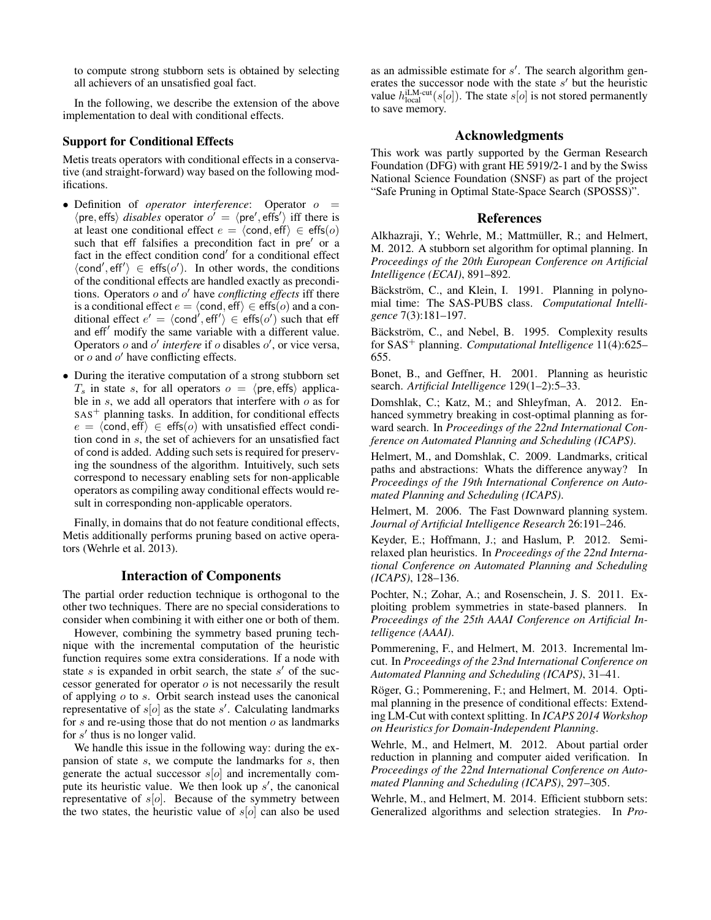to compute strong stubborn sets is obtained by selecting all achievers of an unsatisfied goal fact.

In the following, we describe the extension of the above implementation to deal with conditional effects.

### Support for Conditional Effects

Metis treats operators with conditional effects in a conservative (and straight-forward) way based on the following modifications.

- Definition of *operator interference*: Operator $o = \langle \mathsf{pre}, \mathsf{effs} \rangle$ *disables* operator $o' = \langle \mathsf{pre}', \mathsf{effs}' \rangle$ iff there is at least one conditional effect $e = \langle \mathsf{cond}, \mathsf{eff} \rangle \in \mathsf{effs}(o)$ such that eff falsifies a precondition fact in $\mathsf{pre}'$ or a fact in the effect condition $\mathsf{cond}'$ for a conditional effect $\langle \mathsf{cond}', \mathsf{eff}' \rangle \in \mathsf{effs}(o')$. In other words, the conditions of the conditional effects are handled exactly as preconditions. Operators $o$ and $o'$ have *conflicting effects* iff there is a conditional effect $e = \langle \mathsf{cond}, \mathsf{eff} \rangle \in \mathsf{effs}(o)$ and a conditional effect $e' = \langle \mathsf{cond}', \mathsf{eff}' \rangle \in \mathsf{effs}(o')$ such that eff and $\mathsf{eff}'$ modify the same variable with a different value. Operators $o$ and $o'$ *interfere* if $o$ disables $o'$, or vice versa, or $o$ and $o'$ have conflicting effects.
- During the iterative computation of a strong stubborn set $T_s$ in state $s$, for all operators $o = \langle \mathsf{pre}, \mathsf{effs} \rangle$ applicable in $s$, we add all operators that interfere with $o$ as for $\mathrm{SAS}^+$ planning tasks. In addition, for conditional effects $e = \langle \mathsf{cond}, \mathsf{eff} \rangle \in \mathsf{effs}(o)$ with unsatisfied effect condition cond in $s$, the set of achievers for an unsatisfied fact of cond is added. Adding such sets is required for preserving the soundness of the algorithm. Intuitively, such sets correspond to necessary enabling sets for non-applicable operators as compiling away conditional effects would result in corresponding non-applicable operators.

Finally, in domains that do not feature conditional effects, Metis additionally performs pruning based on active operators (Wehrle et al. 2013).

## Interaction of Components

The partial order reduction technique is orthogonal to the other two techniques. There are no special considerations to consider when combining it with either one or both of them.

However, combining the symmetry based pruning technique with the incremental computation of the heuristic function requires some extra considerations. If a node with state $s$ is expanded in orbit search, the state $s'$ of the successor generated for operator $o$ is not necessarily the result of applying $o$ to $s$. Orbit search instead uses the canonical representative of $s[o]$ as the state $s'$. Calculating landmarks for $s$ and re-using those that do not mention $o$ as landmarks for $s'$ thus is no longer valid.

We handle this issue in the following way: during the expansion of state $s$, we compute the landmarks for $s$, then generate the actual successor $s[o]$ and incrementally compute its heuristic value. We then look up $s'$, the canonical representative of $s[o]$. Because of the symmetry between the two states, the heuristic value of $s[o]$ can also be used as an admissible estimate for $s'$. The search algorithm generates the successor node with the state $s'$ but the heuristic value $h^{\text{iLM-cut}}_{\text{local}}(s[o])$. The state $s[o]$ is not stored permanently to save memory.

## Acknowledgments

This work was partly supported by the German Research Foundation (DFG) with grant HE 5919/2-1 and by the Swiss National Science Foundation (SNSF) as part of the project "Safe Pruning in Optimal State-Space Search (SPOSSS)".

## References

Alkhazraji, Y.; Wehrle, M.; Mattmüller, R.; and Helmert, M. 2012. A stubborn set algorithm for optimal planning. In *Proceedings of the 20th European Conference on Artificial Intelligence (ECAI)*, 891–892.

Bäckström, C., and Klein, I. 1991. Planning in polynomial time: The SAS-PUBS class. *Computational Intelligence* 7(3):181–197.

Bäckström, C., and Nebel, B. 1995. Complexity results for $\mathrm{SAS}^+$ planning. *Computational Intelligence* 11(4):625–655.

Bonet, B., and Geffner, H. 2001. Planning as heuristic search. *Artificial Intelligence* 129(1–2):5–33.

Domshlak, C.; Katz, M.; and Shleyfman, A. 2012. Enhanced symmetry breaking in cost-optimal planning as forward search. In *Proceedings of the 22nd International Conference on Automated Planning and Scheduling (ICAPS)*.

Helmert, M., and Domshlak, C. 2009. Landmarks, critical paths and abstractions: Whats the difference anyway? In *Proceedings of the 19th International Conference on Automated Planning and Scheduling (ICAPS)*.

Helmert, M. 2006. The Fast Downward planning system. *Journal of Artificial Intelligence Research* 26:191–246.

Keyder, E.; Hoffmann, J.; and Haslum, P. 2012. Semi-relaxed plan heuristics. In *Proceedings of the 22nd International Conference on Automated Planning and Scheduling (ICAPS)*, 128–136.

Pochter, N.; Zohar, A.; and Rosenschein, J. S. 2011. Exploiting problem symmetries in state-based planners. In *Proceedings of the 25th AAAI Conference on Artificial Intelligence (AAAI)*.

Pommerening, F., and Helmert, M. 2013. Incremental lm-cut. In *Proceedings of the 23nd International Conference on Automated Planning and Scheduling (ICAPS)*, 31–41.

Röger, G.; Pommerening, F.; and Helmert, M. 2014. Optimal planning in the presence of conditional effects: Extending LM-Cut with context splitting. In *ICAPS 2014 Workshop on Heuristics for Domain-Independent Planning*.

Wehrle, M., and Helmert, M. 2012. About partial order reduction in planning and computer aided verification. In *Proceedings of the 22nd International Conference on Automated Planning and Scheduling (ICAPS)*, 297–305.

Wehrle, M., and Helmert, M. 2014. Efficient stubborn sets: Generalized algorithms and selection strategies. In *Pro-*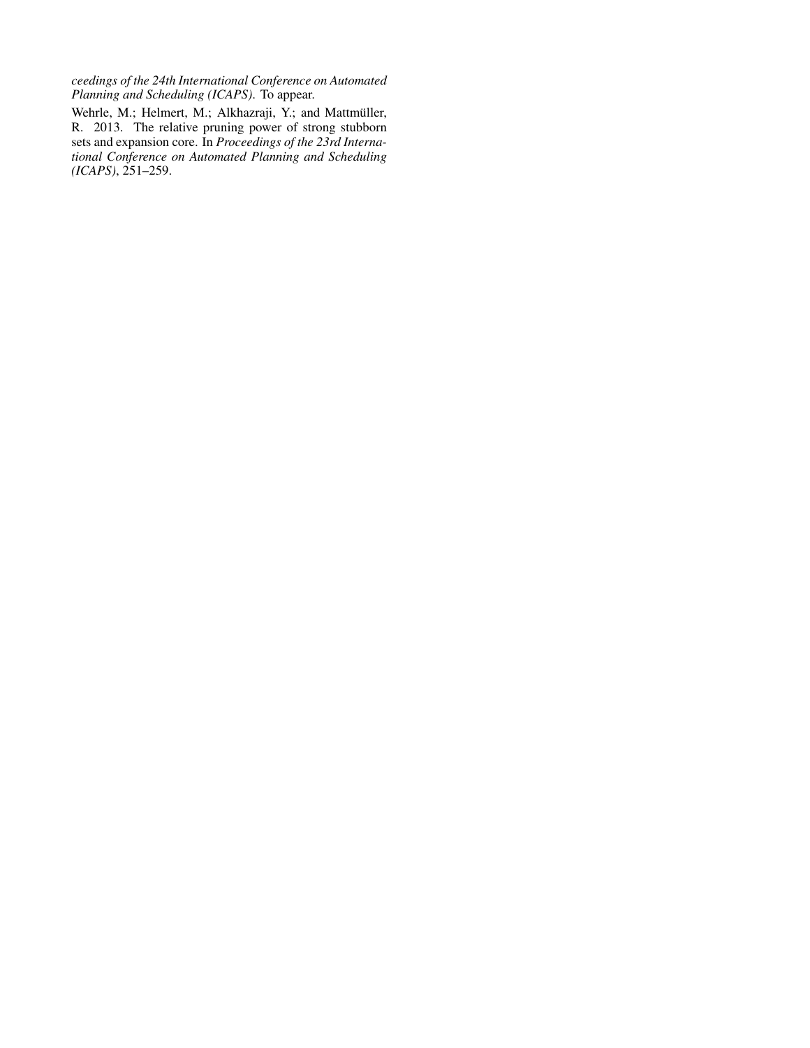*ceedings of the 24th International Conference on Automated Planning and Scheduling (ICAPS)*. To appear.

Wehrle, M.; Helmert, M.; Alkhazraji, Y.; and Mattmüller, R. 2013. The relative pruning power of strong stubborn sets and expansion core. In *Proceedings of the 23rd International Conference on Automated Planning and Scheduling (ICAPS)*, 251–259.